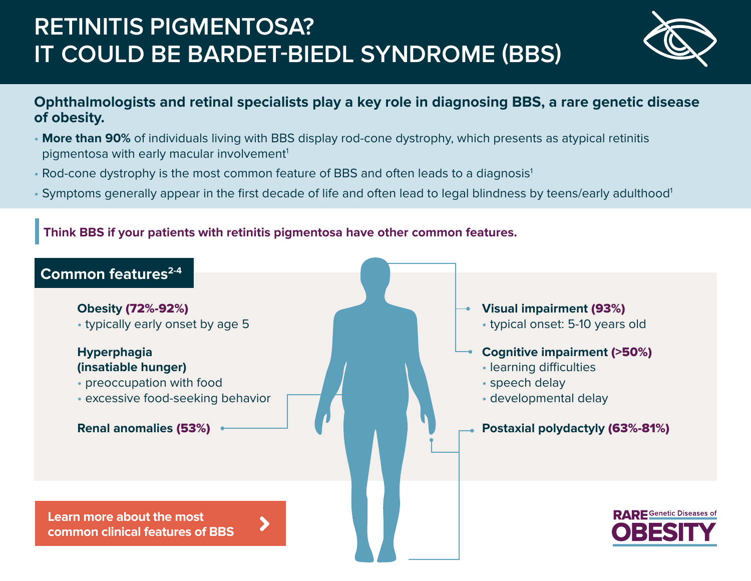# RETINITIS PIGMENTOSA?
# IT COULD BE BARDET-BIEDL SYNDROME (BBS)

**Ophthalmologists and retinal specialists play a key role in diagnosing BBS, a rare genetic disease of obesity.**

- **More than 90%** of individuals living with BBS display rod-cone dystrophy, which presents as atypical retinitis pigmentosa with early macular involvement[1]
- Rod-cone dystrophy is the most common feature of BBS and often leads to a diagnosis[1]
- Symptoms generally appear in the first decade of life and often lead to legal blindness by teens/early adulthood[1]

**Think BBS if your patients with retinitis pigmentosa have other common features.**

## Common features[2-4]

**Obesity (72%-92%)**
- typically early onset by age 5

**Hyperphagia (insatiable hunger)**
- preoccupation with food
- excessive food-seeking behavior

**Renal anomalies (53%)**

**Visual impairment (93%)**
- typical onset: 5-10 years old

**Cognitive impairment (>50%)**
- learning difficulties
- speech delay
- developmental delay

**Postaxial polydactyly (63%-81%)**

Learn more about the most common clinical features of BBS

RARE Genetic Diseases of OBESITY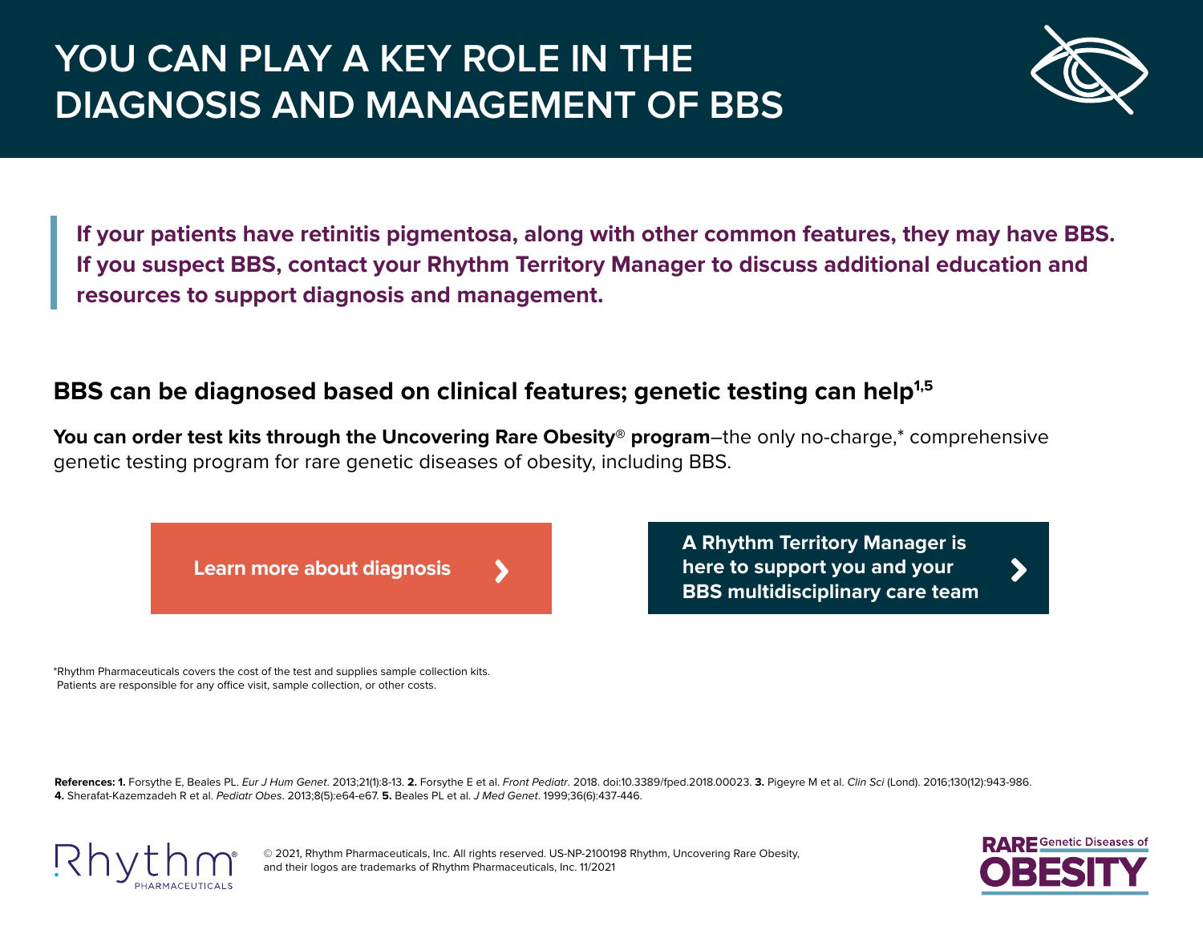# YOU CAN PLAY A KEY ROLE IN THE DIAGNOSIS AND MANAGEMENT OF BBS

**If your patients have retinitis pigmentosa, along with other common features, they may have BBS. If you suspect BBS, contact your Rhythm Territory Manager to discuss additional education and resources to support diagnosis and management.**

## BBS can be diagnosed based on clinical features; genetic testing can help[1,5]

**You can order test kits through the Uncovering Rare Obesity® program**–the only no-charge,* comprehensive genetic testing program for rare genetic diseases of obesity, including BBS.

**Learn more about diagnosis ›**

**A Rhythm Territory Manager is here to support you and your BBS multidisciplinary care team ›**

*Rhythm Pharmaceuticals covers the cost of the test and supplies sample collection kits. Patients are responsible for any office visit, sample collection, or other costs.

**References: 1.** Forsythe E, Beales PL. *Eur J Hum Genet*. 2013;21(1):8-13. **2.** Forsythe E et al. *Front Pediatr*. 2018. doi:10.3389/fped.2018.00023. **3.** Pigeyre M et al. *Clin Sci* (Lond). 2016;130(12):943-986. **4.** Sherafat-Kazemzadeh R et al. *Pediatr Obes*. 2013;8(5):e64-e67. **5.** Beales PL et al. *J Med Genet*. 1999;36(6):437-446.

Rhythm PHARMACEUTICALS

© 2021, Rhythm Pharmaceuticals, Inc. All rights reserved. US-NP-2100198 Rhythm, Uncovering Rare Obesity, and their logos are trademarks of Rhythm Pharmaceuticals, Inc. 11/2021

RARE Genetic Diseases of OBESITY